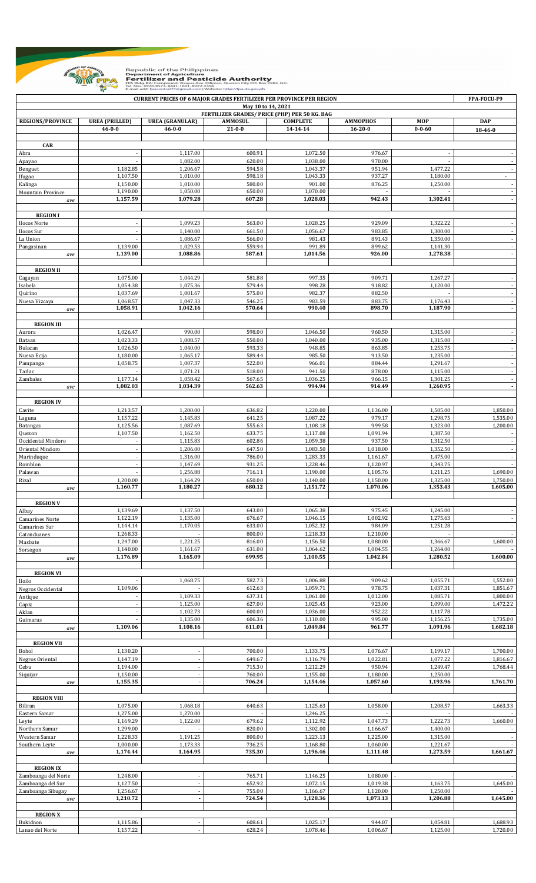Republic of the Philippines
Department of Agriculture
**Fertilizer and Pesticide Authority**
FPA Bldg. BAI Compound, Visayas Ave., Diliman, Quezon City P.O. Box 2582, Q.C.
Tel. Nos. 8920-8573, 8441-1601, 8922-3368
E-mail add: fpacentral77@gmail.com | Website: http://fpa.da.gov.ph

| CURRENT PRICES OF 6 MAJOR GRADES FERTILIZER PER PROVINCE PER REGION | | | | | | | FPA-FOCU-F9 |
|---|---|---|---|---|---|---|---|
| May 10 to 14, 2021 | | | | | | | |
| | FERTILIZER GRADES/ PRICE (PHP) PER 50 KG. BAG | | | | | | |
| REGIONS/PROVINCE | UREA (PRILLED) | UREA (GRANULAR) | AMMOSUL | COMPLETE | AMMOPHOS | MOP | DAP |
| | 46-0-0 | 46-0-0 | 21-0-0 | 14-14-14 | 16-20-0 | 0-0-60 | 18-46-0 |
| **CAR** | | | | | | | |
| Abra | - | 1,117.00 | 600.91 | 1,072.50 | 976.67 | - | - |
| Apayao | - | 1,082.00 | 620.00 | 1,038.00 | 970.00 | - | - |
| Benguet | 1,182.85 | 1,206.67 | 594.58 | 1,043.37 | 951.94 | 1,477.22 | - |
| Ifugao | 1,107.50 | 1,010.00 | 598.18 | 1,043.33 | 937.27 | 1,180.00 | - |
| Kalinga | 1,150.00 | 1,010.00 | 580.00 | 901.00 | 876.25 | 1,250.00 | - |
| Mountain Province | 1,190.00 | 1,050.00 | 650.00 | 1,070.00 | - | - | - |
| *ave* | **1,157.59** | **1,079.28** | **607.28** | **1,028.03** | **942.43** | **1,302.41** | - |
| **REGION I** | | | | | | | |
| Ilocos Norte | - | 1,099.23 | 563.00 | 1,028.25 | 929.09 | 1,322.22 | - |
| Ilocos Sur | - | 1,140.00 | 661.50 | 1,056.67 | 983.85 | 1,300.00 | - |
| La Union | - | 1,086.67 | 566.00 | 981.43 | 891.43 | 1,350.00 | - |
| Pangasinan | 1,139.00 | 1,029.53 | 559.94 | 991.89 | 899.62 | 1,141.30 | - |
| *ave* | **1,139.00** | **1,088.86** | **587.61** | **1,014.56** | **926.00** | **1,278.38** | - |
| **REGION II** | | | | | | | |
| Cagayan | 1,075.00 | 1,044.29 | 581.88 | 997.35 | 909.71 | 1,267.27 | - |
| Isabela | 1,054.38 | 1,075.36 | 579.44 | 998.28 | 918.82 | 1,120.00 | - |
| Quirino | 1,037.69 | 1,001.67 | 575.00 | 982.37 | 882.50 | - | - |
| Nueva Vizcaya | 1,068.57 | 1,047.33 | 546.25 | 983.59 | 883.75 | 1,176.43 | - |
| *ave* | **1,058.91** | **1,042.16** | **570.64** | **990.40** | **898.70** | **1,187.90** | - |
| **REGION III** | | | | | | | |
| Aurora | 1,026.47 | 990.00 | 598.00 | 1,046.50 | 960.50 | 1,315.00 | - |
| Bataan | 1,023.33 | 1,008.57 | 550.00 | 1,040.00 | 935.00 | 1,315.00 | - |
| Bulacan | 1,026.50 | 1,040.00 | 593.33 | 948.85 | 863.85 | 1,253.75 | - |
| Nueva Ecija | 1,180.00 | 1,065.17 | 589.44 | 985.50 | 913.50 | 1,235.00 | - |
| Pampanga | 1,058.75 | 1,007.37 | 522.00 | 966.01 | 884.44 | 1,291.67 | - |
| Tarlac | - | 1,071.21 | 518.00 | 941.50 | 878.00 | 1,115.00 | - |
| Zambales | 1,177.14 | 1,058.42 | 567.65 | 1,036.25 | 966.15 | 1,301.25 | - |
| *ave* | **1,082.03** | **1,034.39** | **562.63** | **994.94** | **914.49** | **1,260.95** | - |
| **REGION IV** | | | | | | | |
| Cavite | 1,213.57 | 1,200.00 | 636.82 | 1,220.00 | 1,136.00 | 1,505.00 | 1,850.00 |
| Laguna | 1,157.22 | 1,145.83 | 641.25 | 1,087.22 | 979.17 | 1,298.75 | 1,535.00 |
| Batangas | 1,125.56 | 1,087.69 | 555.63 | 1,108.18 | 999.58 | 1,323.00 | 1,200.00 |
| Quezon | 1,107.50 | 1,162.50 | 633.75 | 1,117.08 | 1,091.94 | 1,387.50 | - |
| Occidental Mindoro | - | 1,115.83 | 602.86 | 1,059.38 | 937.50 | 1,312.50 | - |
| Oriental Mindoro | - | 1,206.00 | 647.50 | 1,083.50 | 1,018.00 | 1,352.50 | - |
| Marinduque | - | 1,316.00 | 786.00 | 1,283.33 | 1,161.67 | 1,475.00 | - |
| Romblon | - | 1,147.69 | 931.25 | 1,228.46 | 1,120.97 | 1,343.75 | - |
| Palawan | - | 1,256.88 | 716.11 | 1,190.00 | 1,105.76 | 1,211.25 | 1,690.00 |
| Rizal | 1,200.00 | 1,164.29 | 650.00 | 1,140.00 | 1,150.00 | 1,325.00 | 1,750.00 |
| *ave* | **1,160.77** | **1,180.27** | **680.12** | **1,151.72** | **1,070.06** | **1,353.43** | **1,605.00** |
| **REGION V** | | | | | | | |
| Albay | 1,139.69 | 1,137.50 | 643.00 | 1,065.38 | 975.45 | 1,245.00 | - |
| Camarines Norte | 1,122.19 | 1,135.00 | 676.67 | 1,046.15 | 1,002.92 | 1,275.63 | - |
| Camarines Sur | 1,144.14 | 1,170.05 | 633.00 | 1,052.32 | 984.09 | 1,251.28 | - |
| Catanduanes | 1,268.33 | - | 800.00 | 1,218.33 | 1,210.00 | - | - |
| Masbate | 1,247.00 | 1,221.25 | 816.00 | 1,156.50 | 1,080.00 | 1,366.67 | 1,600.00 |
| Sorsogon | 1,140.00 | 1,161.67 | 631.00 | 1,064.62 | 1,004.55 | 1,264.00 | - |
| *ave* | **1,176.89** | **1,165.09** | **699.95** | **1,100.55** | **1,042.84** | **1,280.52** | **1,600.00** |
| **REGION VI** | | | | | | | |
| Iloilo | - | 1,068.75 | 582.73 | 1,006.88 | 909.62 | 1,055.71 | 1,552.00 |
| Negros Occidental | 1,109.06 | - | 612.63 | 1,059.71 | 978.75 | 1,037.31 | 1,851.67 |
| Antique | - | 1,109.33 | 637.31 | 1,061.00 | 1,012.00 | 1,085.71 | 1,800.00 |
| Capiz | - | 1,125.00 | 627.00 | 1,025.45 | 923.00 | 1,099.00 | 1,472.22 |
| Aklan | - | 1,102.73 | 600.00 | 1,036.00 | 952.22 | 1,117.78 | - |
| Guimaras | - | 1,135.00 | 606.36 | 1,110.00 | 995.00 | 1,156.25 | 1,735.00 |
| *ave* | **1,109.06** | **1,108.16** | **611.01** | **1,049.84** | **961.77** | **1,091.96** | **1,682.18** |
| **REGION VII** | | | | | | | |
| Bohol | 1,130.20 | - | 700.00 | 1,133.75 | 1,076.67 | 1,199.17 | 1,700.00 |
| Negros Oriental | 1,147.19 | - | 649.67 | 1,116.79 | 1,022.81 | 1,077.22 | 1,816.67 |
| Cebu | 1,194.00 | - | 715.30 | 1,212.29 | 950.94 | 1,249.47 | 1,768.44 |
| Siquijor | 1,150.00 | - | 760.00 | 1,155.00 | 1,180.00 | 1,250.00 | - |
| *ave* | **1,155.35** | - | **706.24** | **1,154.46** | **1,057.60** | **1,193.96** | **1,761.70** |
| **REGION VIII** | | | | | | | |
| Biliran | 1,075.00 | 1,068.18 | 640.63 | 1,125.63 | 1,058.00 | 1,208.57 | 1,663.33 |
| Eastern Samar | 1,275.00 | 1,270.00 | - | 1,246.25 | - | - | - |
| Leyte | 1,169.29 | 1,122.00 | 679.62 | 1,112.92 | 1,047.73 | 1,222.73 | 1,660.00 |
| Northern Samar | 1,299.00 | - | 820.00 | 1,302.00 | 1,166.67 | 1,400.00 | - |
| Western Samar | 1,228.33 | 1,191.25 | 800.00 | 1,223.13 | 1,225.00 | 1,315.00 | - |
| Southern Leyte | 1,000.00 | 1,173.33 | 736.25 | 1,168.80 | 1,060.00 | 1,221.67 | - |
| *ave* | **1,174.44** | **1,164.95** | **735.30** | **1,196.46** | **1,111.48** | **1,273.59** | **1,661.67** |
| **REGION IX** | | | | | | | |
| Zamboanga del Norte | 1,248.00 | - | 765.71 | 1,146.25 | 1,080.00 | - | - |
| Zamboanga del Sur | 1,127.50 | - | 652.92 | 1,072.15 | 1,019.38 | 1,163.75 | 1,645.00 |
| Zamboanga Sibugay | 1,256.67 | - | 755.00 | 1,166.67 | 1,120.00 | 1,250.00 | - |
| *ave* | **1,210.72** | - | **724.54** | **1,128.36** | **1,073.13** | **1,206.88** | **1,645.00** |
| **REGION X** | | | | | | | |
| Bukidnon | 1,115.86 | - | 608.61 | 1,025.17 | 944.07 | 1,054.81 | 1,688.93 |
| Lanao del Norte | 1,157.22 | - | 628.24 | 1,078.46 | 1,006.67 | 1,125.00 | 1,720.00 |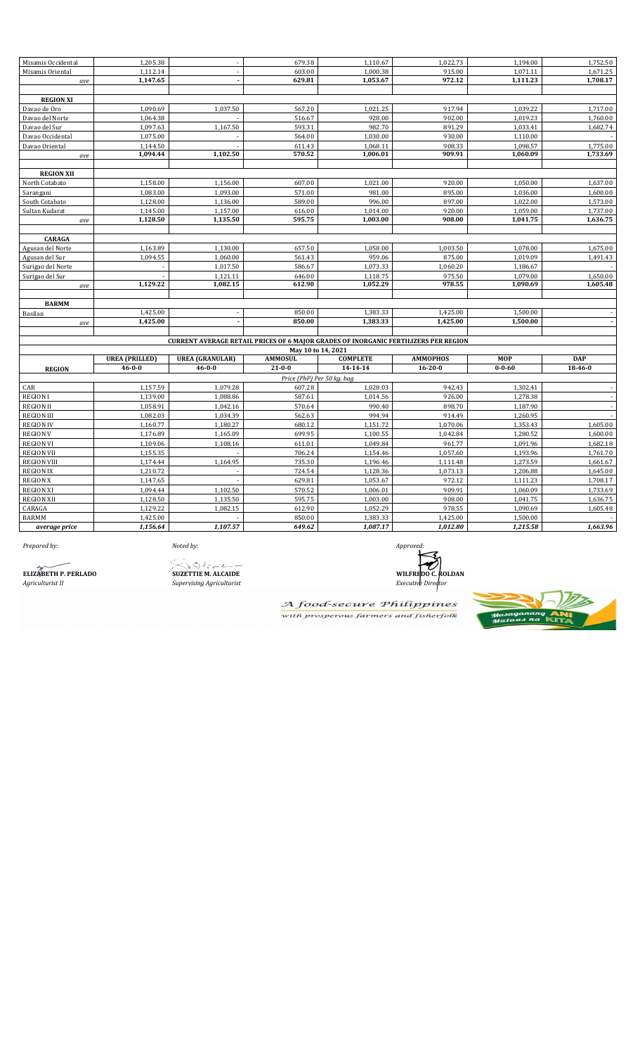| | | | | | | | |
|---|---|---|---|---|---|---|---|
| Misamis Occidental | 1,205.38 | - | 679.38 | 1,110.67 | 1,022.73 | 1,194.00 | 1,752.50 |
| Misamis Oriental | 1,112.14 | - | 603.00 | 1,000.38 | 915.00 | 1,071.11 | 1,671.25 |
| *ave* | **1,147.65** | **-** | **629.81** | **1,053.67** | **972.12** | **1,111.23** | **1,708.17** |
| | | | | | | | |
| **REGION XI** | | | | | | | |
| Davao de Oro | 1,090.69 | 1,037.50 | 567.20 | 1,021.25 | 917.94 | 1,039.22 | 1,717.00 |
| Davao del Norte | 1,064.38 | - | 516.67 | 928.00 | 902.00 | 1,019.23 | 1,760.00 |
| Davao del Sur | 1,097.63 | 1,167.50 | 593.31 | 982.70 | 891.29 | 1,033.41 | 1,682.74 |
| Davao Occidental | 1,075.00 | - | 564.00 | 1,030.00 | 930.00 | 1,110.00 | - |
| Davao Oriental | 1,144.50 | - | 611.43 | 1,068.11 | 908.33 | 1,098.57 | 1,775.00 |
| *ave* | **1,094.44** | **1,102.50** | **570.52** | **1,006.01** | **909.91** | **1,060.09** | **1,733.69** |
| | | | | | | | |
| **REGION XII** | | | | | | | |
| North Cotabato | 1,158.00 | 1,156.00 | 607.00 | 1,021.00 | 920.00 | 1,050.00 | 1,637.00 |
| Sarangani | 1,083.00 | 1,093.00 | 571.00 | 981.00 | 895.00 | 1,036.00 | 1,600.00 |
| South Cotabato | 1,128.00 | 1,136.00 | 589.00 | 996.00 | 897.00 | 1,022.00 | 1,573.00 |
| Sultan Kudarat | 1,145.00 | 1,157.00 | 616.00 | 1,014.00 | 920.00 | 1,059.00 | 1,737.00 |
| *ave* | **1,128.50** | **1,135.50** | **595.75** | **1,003.00** | **908.00** | **1,041.75** | **1,636.75** |
| | | | | | | | |
| **CARAGA** | | | | | | | |
| Agusan del Norte | 1,163.89 | 1,130.00 | 657.50 | 1,058.00 | 1,003.50 | 1,078.00 | 1,675.00 |
| Agusan del Sur | 1,094.55 | 1,060.00 | 561.43 | 959.06 | 875.00 | 1,019.09 | 1,491.43 |
| Surigao del Norte | - | 1,017.50 | 586.67 | 1,073.33 | 1,060.20 | 1,186.67 | - |
| Surigao del Sur | - | 1,121.11 | 646.00 | 1,118.75 | 975.50 | 1,079.00 | 1,650.00 |
| *ave* | **1,129.22** | **1,082.15** | **612.90** | **1,052.29** | **978.55** | **1,090.69** | **1,605.48** |
| | | | | | | | |
| **BARMM** | | | | | | | |
| Basilan | 1,425.00 | - | 850.00 | 1,383.33 | 1,425.00 | 1,500.00 | - |
| *ave* | **1,425.00** | **-** | **850.00** | **1,383.33** | **1,425.00** | **1,500.00** | **-** |

**CURRENT AVERAGE RETAIL PRICES OF 6 MAJOR GRADES OF INORGANIC FERTILIZERS PER REGION**

**May 10 to 14, 2021**

| **REGION** | **UREA (PRILLED)** 46-0-0 | **UREA (GRANULAR)** 46-0-0 | **AMMOSUL** 21-0-0 | **COMPLETE** 14-14-14 | **AMMOPHOS** 16-20-0 | **MOP** 0-0-60 | **DAP** 18-46-0 |
|---|---|---|---|---|---|---|---|
| | | | | *Price (PhP) Per 50 kg. bag* | | | |
| CAR | 1,157.59 | 1,079.28 | 607.28 | 1,028.03 | 942.43 | 1,302.41 | - |
| REGION I | 1,139.00 | 1,088.86 | 587.61 | 1,014.56 | 926.00 | 1,278.38 | - |
| REGION II | 1,058.91 | 1,042.16 | 570.64 | 990.40 | 898.70 | 1,187.90 | - |
| REGION III | 1,082.03 | 1,034.39 | 562.63 | 994.94 | 914.49 | 1,260.95 | - |
| REGION IV | 1,160.77 | 1,180.27 | 680.12 | 1,151.72 | 1,070.06 | 1,353.43 | 1,605.00 |
| REGION V | 1,176.89 | 1,165.09 | 699.95 | 1,100.55 | 1,042.84 | 1,280.52 | 1,600.00 |
| REGION VI | 1,109.06 | 1,108.16 | 611.01 | 1,049.84 | 961.77 | 1,091.96 | 1,682.18 |
| REGION VII | 1,155.35 | - | 706.24 | 1,154.46 | 1,057.60 | 1,193.96 | 1,761.70 |
| REGION VIII | 1,174.44 | 1,164.95 | 735.30 | 1,196.46 | 1,111.48 | 1,273.59 | 1,661.67 |
| REGION IX | 1,210.72 | - | 724.54 | 1,128.36 | 1,073.13 | 1,206.88 | 1,645.00 |
| REGION X | 1,147.65 | - | 629.81 | 1,053.67 | 972.12 | 1,111.23 | 1,708.17 |
| REGION XI | 1,094.44 | 1,102.50 | 570.52 | 1,006.01 | 909.91 | 1,060.09 | 1,733.69 |
| REGION XII | 1,128.50 | 1,135.50 | 595.75 | 1,003.00 | 908.00 | 1,041.75 | 1,636.75 |
| CARAGA | 1,129.22 | 1,082.15 | 612.90 | 1,052.29 | 978.55 | 1,090.69 | 1,605.48 |
| BARMM | 1,425.00 | - | 850.00 | 1,383.33 | 1,425.00 | 1,500.00 | - |
| ***average price*** | ***1,156.64*** | ***1,107.57*** | ***649.62*** | ***1,087.17*** | ***1,012.80*** | ***1,215.58*** | ***1,663.96*** |

*Prepared by:*

**ELIZABETH P. PERLADO**
*Agriculturist II*

*Noted by:*

**SUZETTIE M. ALCAIDE**
*Supervising Agriculturist*

*Approved:*

**WILFREDO C. ROLDAN**
*Executive Director*

*A food-secure Philippines with prosperous farmers and fisherfolk*

Masaganang ANI Mataas na KITA